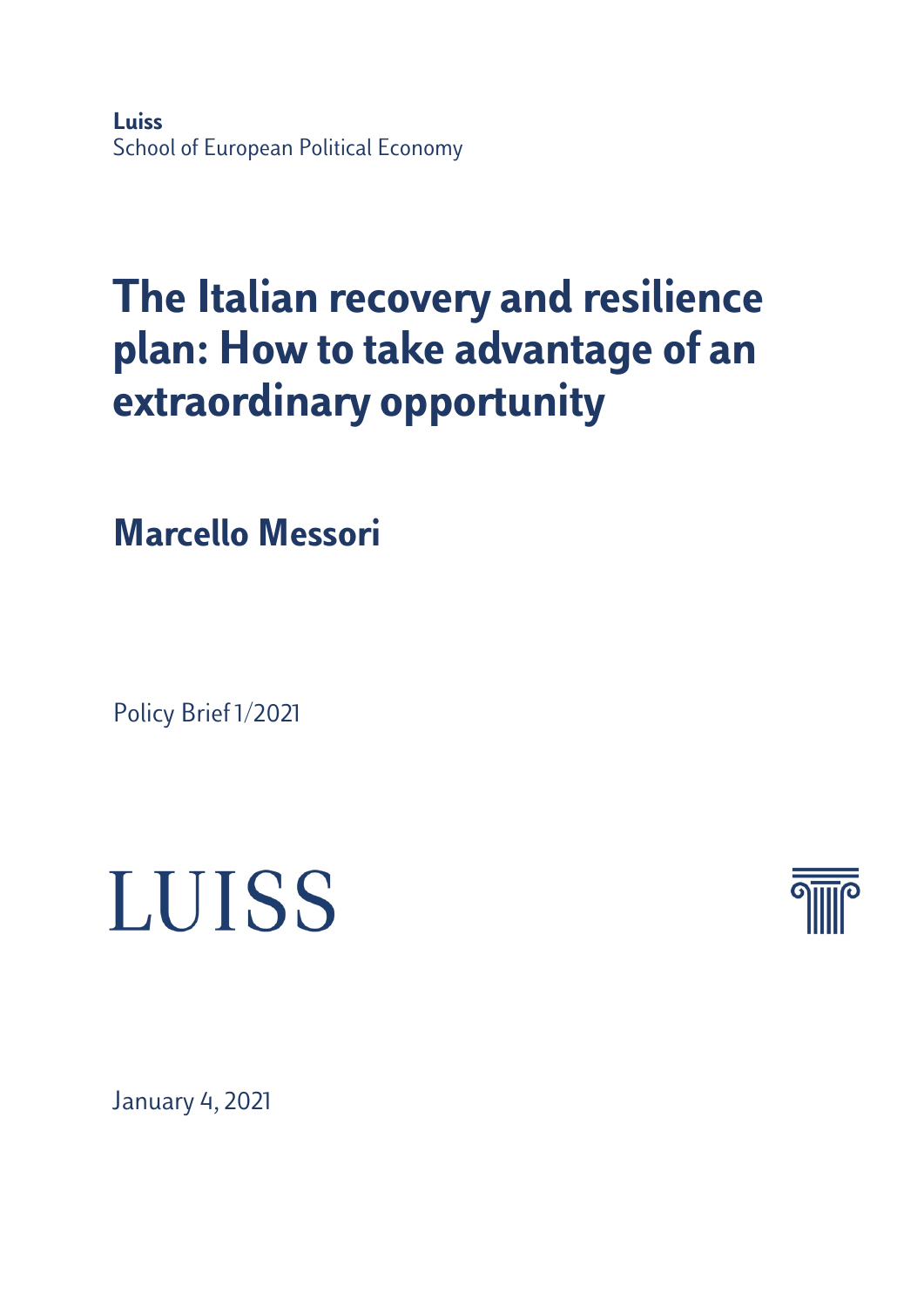**Luiss**
School of European Political Economy

# The Italian recovery and resilience plan: How to take advantage of an extraordinary opportunity

## Marcello Messori

Policy Brief 1/2021

LUISS

January 4, 2021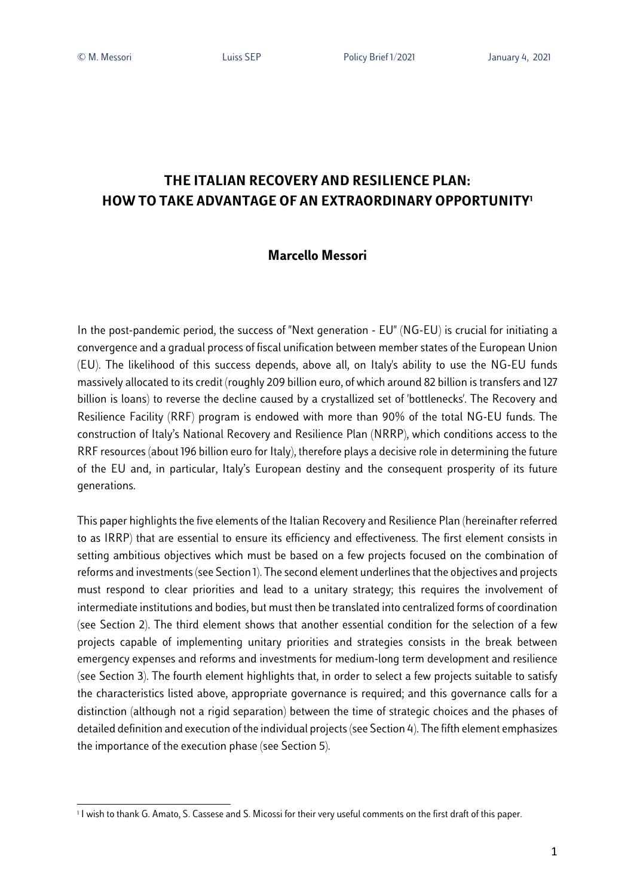# THE ITALIAN RECOVERY AND RESILIENCE PLAN: HOW TO TAKE ADVANTAGE OF AN EXTRAORDINARY OPPORTUNITY[1]

**Marcello Messori**

In the post-pandemic period, the success of "Next generation - EU" (NG-EU) is crucial for initiating a convergence and a gradual process of fiscal unification between member states of the European Union (EU). The likelihood of this success depends, above all, on Italy's ability to use the NG-EU funds massively allocated to its credit (roughly 209 billion euro, of which around 82 billion is transfers and 127 billion is loans) to reverse the decline caused by a crystallized set of 'bottlenecks'. The Recovery and Resilience Facility (RRF) program is endowed with more than 90% of the total NG-EU funds. The construction of Italy's National Recovery and Resilience Plan (NRRP), which conditions access to the RRF resources (about 196 billion euro for Italy), therefore plays a decisive role in determining the future of the EU and, in particular, Italy's European destiny and the consequent prosperity of its future generations.

This paper highlights the five elements of the Italian Recovery and Resilience Plan (hereinafter referred to as IRRP) that are essential to ensure its efficiency and effectiveness. The first element consists in setting ambitious objectives which must be based on a few projects focused on the combination of reforms and investments (see Section 1). The second element underlines that the objectives and projects must respond to clear priorities and lead to a unitary strategy; this requires the involvement of intermediate institutions and bodies, but must then be translated into centralized forms of coordination (see Section 2). The third element shows that another essential condition for the selection of a few projects capable of implementing unitary priorities and strategies consists in the break between emergency expenses and reforms and investments for medium-long term development and resilience (see Section 3). The fourth element highlights that, in order to select a few projects suitable to satisfy the characteristics listed above, appropriate governance is required; and this governance calls for a distinction (although not a rigid separation) between the time of strategic choices and the phases of detailed definition and execution of the individual projects (see Section 4). The fifth element emphasizes the importance of the execution phase (see Section 5).

---

[1] I wish to thank G. Amato, S. Cassese and S. Micossi for their very useful comments on the first draft of this paper.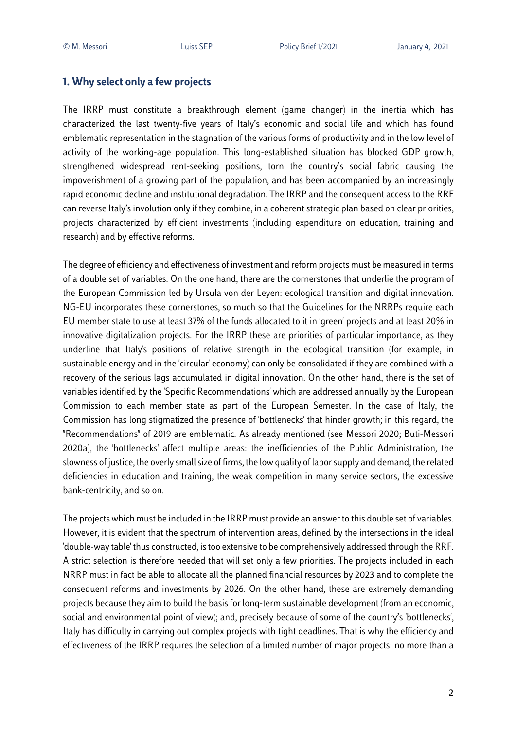## 1. Why select only a few projects

The IRRP must constitute a breakthrough element (game changer) in the inertia which has characterized the last twenty-five years of Italy's economic and social life and which has found emblematic representation in the stagnation of the various forms of productivity and in the low level of activity of the working-age population. This long-established situation has blocked GDP growth, strengthened widespread rent-seeking positions, torn the country's social fabric causing the impoverishment of a growing part of the population, and has been accompanied by an increasingly rapid economic decline and institutional degradation. The IRRP and the consequent access to the RRF can reverse Italy's involution only if they combine, in a coherent strategic plan based on clear priorities, projects characterized by efficient investments (including expenditure on education, training and research) and by effective reforms.

The degree of efficiency and effectiveness of investment and reform projects must be measured in terms of a double set of variables. On the one hand, there are the cornerstones that underlie the program of the European Commission led by Ursula von der Leyen: ecological transition and digital innovation. NG-EU incorporates these cornerstones, so much so that the Guidelines for the NRRPs require each EU member state to use at least 37% of the funds allocated to it in 'green' projects and at least 20% in innovative digitalization projects. For the IRRP these are priorities of particular importance, as they underline that Italy's positions of relative strength in the ecological transition (for example, in sustainable energy and in the 'circular' economy) can only be consolidated if they are combined with a recovery of the serious lags accumulated in digital innovation. On the other hand, there is the set of variables identified by the 'Specific Recommendations' which are addressed annually by the European Commission to each member state as part of the European Semester. In the case of Italy, the Commission has long stigmatized the presence of 'bottlenecks' that hinder growth; in this regard, the "Recommendations" of 2019 are emblematic. As already mentioned (see Messori 2020; Buti-Messori 2020a), the 'bottlenecks' affect multiple areas: the inefficiencies of the Public Administration, the slowness of justice, the overly small size of firms, the low quality of labor supply and demand, the related deficiencies in education and training, the weak competition in many service sectors, the excessive bank-centricity, and so on.

The projects which must be included in the IRRP must provide an answer to this double set of variables. However, it is evident that the spectrum of intervention areas, defined by the intersections in the ideal 'double-way table' thus constructed, is too extensive to be comprehensively addressed through the RRF. A strict selection is therefore needed that will set only a few priorities. The projects included in each NRRP must in fact be able to allocate all the planned financial resources by 2023 and to complete the consequent reforms and investments by 2026. On the other hand, these are extremely demanding projects because they aim to build the basis for long-term sustainable development (from an economic, social and environmental point of view); and, precisely because of some of the country's 'bottlenecks', Italy has difficulty in carrying out complex projects with tight deadlines. That is why the efficiency and effectiveness of the IRRP requires the selection of a limited number of major projects: no more than a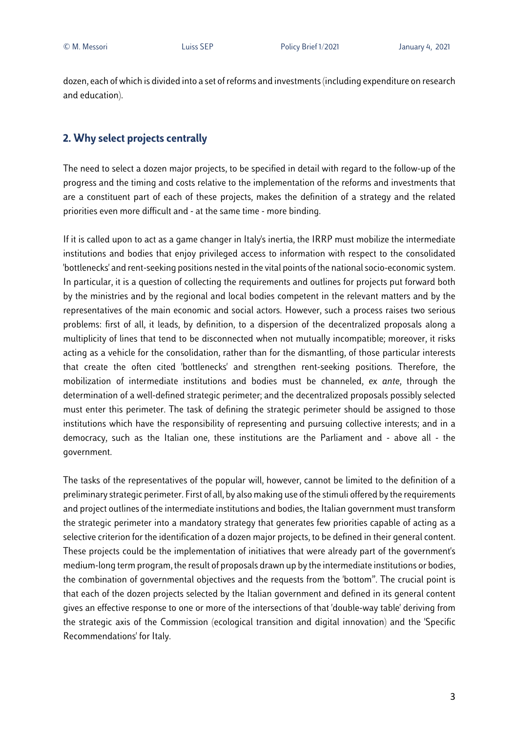dozen, each of which is divided into a set of reforms and investments (including expenditure on research and education).

## 2. Why select projects centrally

The need to select a dozen major projects, to be specified in detail with regard to the follow-up of the progress and the timing and costs relative to the implementation of the reforms and investments that are a constituent part of each of these projects, makes the definition of a strategy and the related priorities even more difficult and - at the same time - more binding.

If it is called upon to act as a game changer in Italy's inertia, the IRRP must mobilize the intermediate institutions and bodies that enjoy privileged access to information with respect to the consolidated 'bottlenecks' and rent-seeking positions nested in the vital points of the national socio-economic system. In particular, it is a question of collecting the requirements and outlines for projects put forward both by the ministries and by the regional and local bodies competent in the relevant matters and by the representatives of the main economic and social actors. However, such a process raises two serious problems: first of all, it leads, by definition, to a dispersion of the decentralized proposals along a multiplicity of lines that tend to be disconnected when not mutually incompatible; moreover, it risks acting as a vehicle for the consolidation, rather than for the dismantling, of those particular interests that create the often cited 'bottlenecks' and strengthen rent-seeking positions. Therefore, the mobilization of intermediate institutions and bodies must be channeled, *ex ante*, through the determination of a well-defined strategic perimeter; and the decentralized proposals possibly selected must enter this perimeter. The task of defining the strategic perimeter should be assigned to those institutions which have the responsibility of representing and pursuing collective interests; and in a democracy, such as the Italian one, these institutions are the Parliament and - above all - the government.

The tasks of the representatives of the popular will, however, cannot be limited to the definition of a preliminary strategic perimeter. First of all, by also making use of the stimuli offered by the requirements and project outlines of the intermediate institutions and bodies, the Italian government must transform the strategic perimeter into a mandatory strategy that generates few priorities capable of acting as a selective criterion for the identification of a dozen major projects, to be defined in their general content. These projects could be the implementation of initiatives that were already part of the government's medium-long term program, the result of proposals drawn up by the intermediate institutions or bodies, the combination of governmental objectives and the requests from the 'bottom". The crucial point is that each of the dozen projects selected by the Italian government and defined in its general content gives an effective response to one or more of the intersections of that 'double-way table' deriving from the strategic axis of the Commission (ecological transition and digital innovation) and the 'Specific Recommendations' for Italy.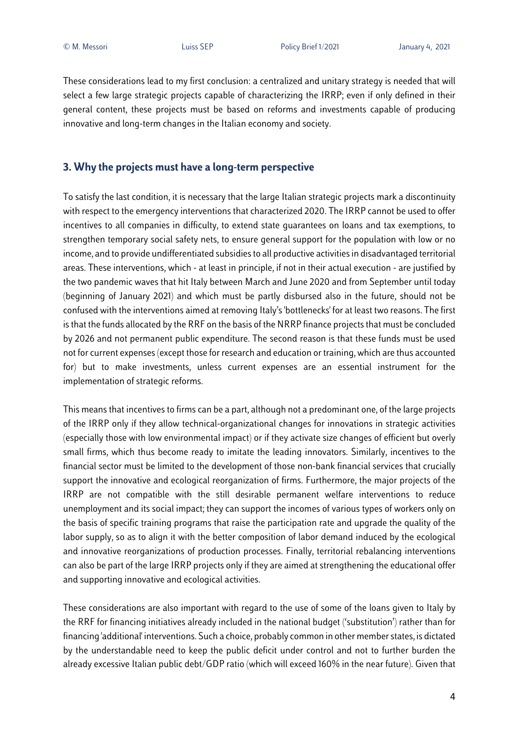These considerations lead to my first conclusion: a centralized and unitary strategy is needed that will select a few large strategic projects capable of characterizing the IRRP; even if only defined in their general content, these projects must be based on reforms and investments capable of producing innovative and long-term changes in the Italian economy and society.

## 3. Why the projects must have a long-term perspective

To satisfy the last condition, it is necessary that the large Italian strategic projects mark a discontinuity with respect to the emergency interventions that characterized 2020. The IRRP cannot be used to offer incentives to all companies in difficulty, to extend state guarantees on loans and tax exemptions, to strengthen temporary social safety nets, to ensure general support for the population with low or no income, and to provide undifferentiated subsidies to all productive activities in disadvantaged territorial areas. These interventions, which - at least in principle, if not in their actual execution - are justified by the two pandemic waves that hit Italy between March and June 2020 and from September until today (beginning of January 2021) and which must be partly disbursed also in the future, should not be confused with the interventions aimed at removing Italy's 'bottlenecks' for at least two reasons. The first is that the funds allocated by the RRF on the basis of the NRRP finance projects that must be concluded by 2026 and not permanent public expenditure. The second reason is that these funds must be used not for current expenses (except those for research and education or training, which are thus accounted for) but to make investments, unless current expenses are an essential instrument for the implementation of strategic reforms.

This means that incentives to firms can be a part, although not a predominant one, of the large projects of the IRRP only if they allow technical-organizational changes for innovations in strategic activities (especially those with low environmental impact) or if they activate size changes of efficient but overly small firms, which thus become ready to imitate the leading innovators. Similarly, incentives to the financial sector must be limited to the development of those non-bank financial services that crucially support the innovative and ecological reorganization of firms. Furthermore, the major projects of the IRRP are not compatible with the still desirable permanent welfare interventions to reduce unemployment and its social impact; they can support the incomes of various types of workers only on the basis of specific training programs that raise the participation rate and upgrade the quality of the labor supply, so as to align it with the better composition of labor demand induced by the ecological and innovative reorganizations of production processes. Finally, territorial rebalancing interventions can also be part of the large IRRP projects only if they are aimed at strengthening the educational offer and supporting innovative and ecological activities.

These considerations are also important with regard to the use of some of the loans given to Italy by the RRF for financing initiatives already included in the national budget ('substitution') rather than for financing 'additional' interventions. Such a choice, probably common in other member states, is dictated by the understandable need to keep the public deficit under control and not to further burden the already excessive Italian public debt/GDP ratio (which will exceed 160% in the near future). Given that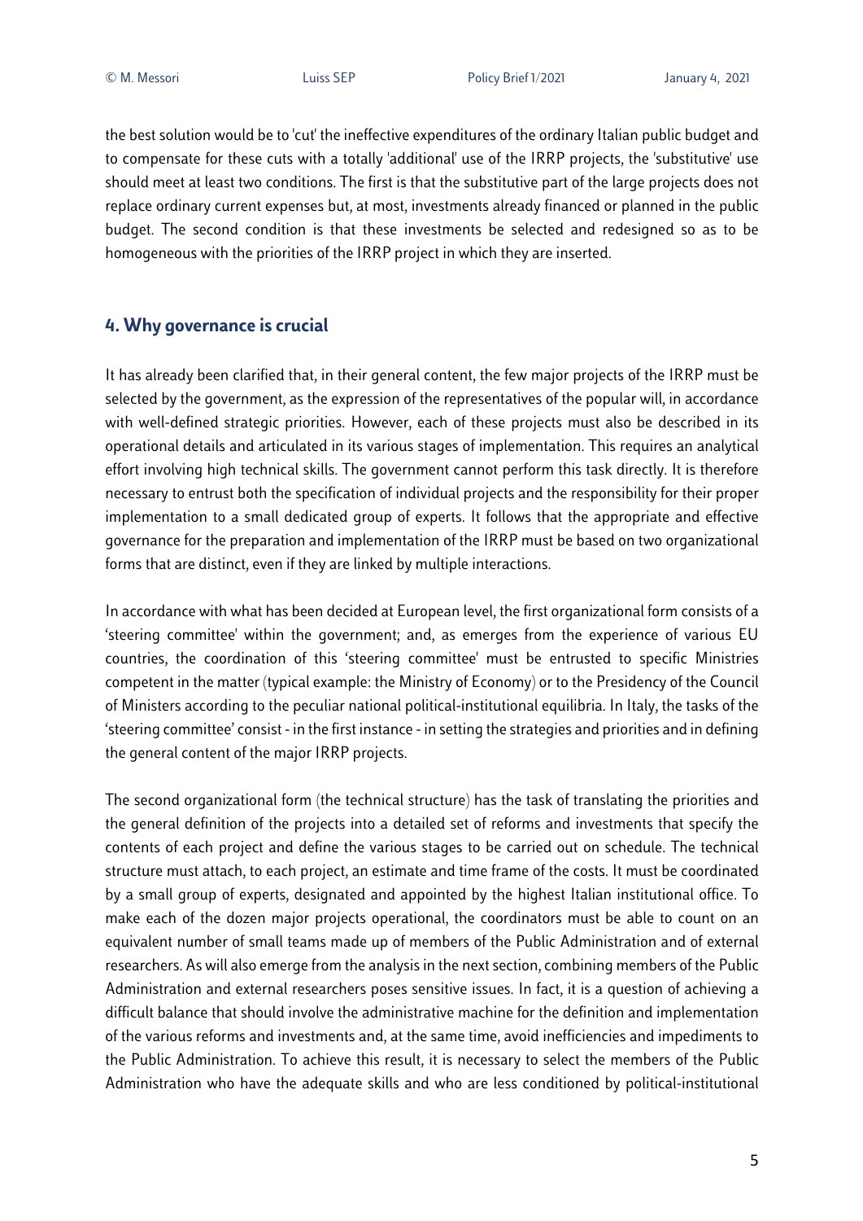the best solution would be to 'cut' the ineffective expenditures of the ordinary Italian public budget and to compensate for these cuts with a totally 'additional' use of the IRRP projects, the 'substitutive' use should meet at least two conditions. The first is that the substitutive part of the large projects does not replace ordinary current expenses but, at most, investments already financed or planned in the public budget. The second condition is that these investments be selected and redesigned so as to be homogeneous with the priorities of the IRRP project in which they are inserted.

## 4. Why governance is crucial

It has already been clarified that, in their general content, the few major projects of the IRRP must be selected by the government, as the expression of the representatives of the popular will, in accordance with well-defined strategic priorities. However, each of these projects must also be described in its operational details and articulated in its various stages of implementation. This requires an analytical effort involving high technical skills. The government cannot perform this task directly. It is therefore necessary to entrust both the specification of individual projects and the responsibility for their proper implementation to a small dedicated group of experts. It follows that the appropriate and effective governance for the preparation and implementation of the IRRP must be based on two organizational forms that are distinct, even if they are linked by multiple interactions.

In accordance with what has been decided at European level, the first organizational form consists of a 'steering committee' within the government; and, as emerges from the experience of various EU countries, the coordination of this 'steering committee' must be entrusted to specific Ministries competent in the matter (typical example: the Ministry of Economy) or to the Presidency of the Council of Ministers according to the peculiar national political-institutional equilibria. In Italy, the tasks of the 'steering committee' consist - in the first instance - in setting the strategies and priorities and in defining the general content of the major IRRP projects.

The second organizational form (the technical structure) has the task of translating the priorities and the general definition of the projects into a detailed set of reforms and investments that specify the contents of each project and define the various stages to be carried out on schedule. The technical structure must attach, to each project, an estimate and time frame of the costs. It must be coordinated by a small group of experts, designated and appointed by the highest Italian institutional office. To make each of the dozen major projects operational, the coordinators must be able to count on an equivalent number of small teams made up of members of the Public Administration and of external researchers. As will also emerge from the analysis in the next section, combining members of the Public Administration and external researchers poses sensitive issues. In fact, it is a question of achieving a difficult balance that should involve the administrative machine for the definition and implementation of the various reforms and investments and, at the same time, avoid inefficiencies and impediments to the Public Administration. To achieve this result, it is necessary to select the members of the Public Administration who have the adequate skills and who are less conditioned by political-institutional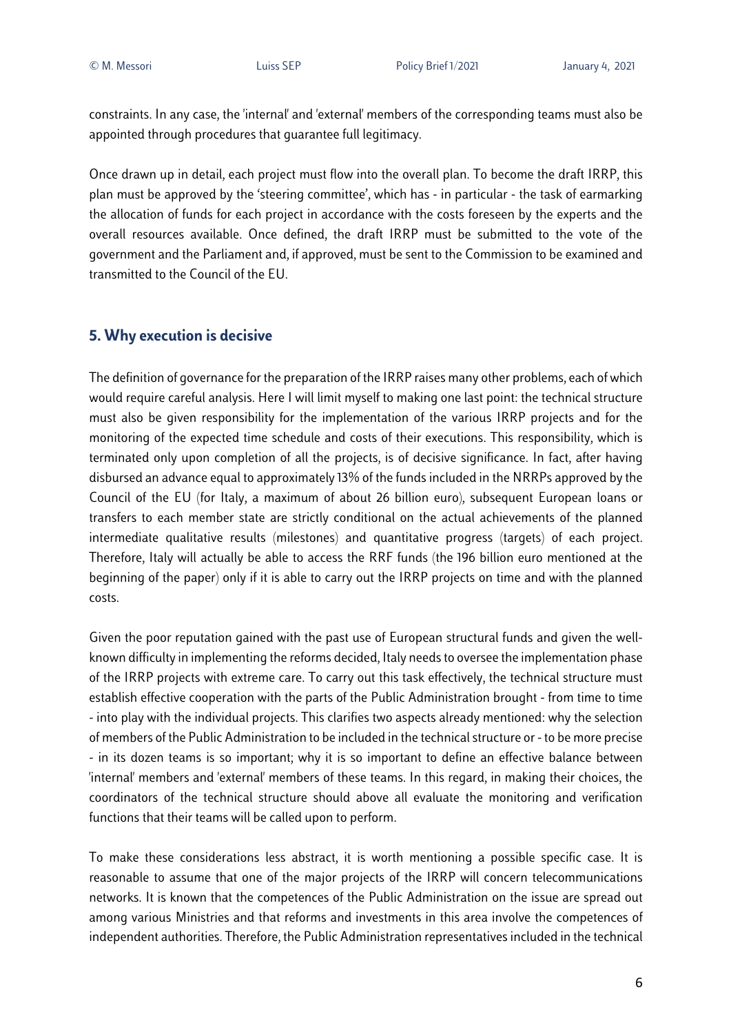constraints. In any case, the 'internal' and 'external' members of the corresponding teams must also be appointed through procedures that guarantee full legitimacy.

Once drawn up in detail, each project must flow into the overall plan. To become the draft IRRP, this plan must be approved by the 'steering committee', which has - in particular - the task of earmarking the allocation of funds for each project in accordance with the costs foreseen by the experts and the overall resources available. Once defined, the draft IRRP must be submitted to the vote of the government and the Parliament and, if approved, must be sent to the Commission to be examined and transmitted to the Council of the EU.

## 5. Why execution is decisive

The definition of governance for the preparation of the IRRP raises many other problems, each of which would require careful analysis. Here I will limit myself to making one last point: the technical structure must also be given responsibility for the implementation of the various IRRP projects and for the monitoring of the expected time schedule and costs of their executions. This responsibility, which is terminated only upon completion of all the projects, is of decisive significance. In fact, after having disbursed an advance equal to approximately 13% of the funds included in the NRRPs approved by the Council of the EU (for Italy, a maximum of about 26 billion euro), subsequent European loans or transfers to each member state are strictly conditional on the actual achievements of the planned intermediate qualitative results (milestones) and quantitative progress (targets) of each project. Therefore, Italy will actually be able to access the RRF funds (the 196 billion euro mentioned at the beginning of the paper) only if it is able to carry out the IRRP projects on time and with the planned costs.

Given the poor reputation gained with the past use of European structural funds and given the well-known difficulty in implementing the reforms decided, Italy needs to oversee the implementation phase of the IRRP projects with extreme care. To carry out this task effectively, the technical structure must establish effective cooperation with the parts of the Public Administration brought - from time to time - into play with the individual projects. This clarifies two aspects already mentioned: why the selection of members of the Public Administration to be included in the technical structure or - to be more precise - in its dozen teams is so important; why it is so important to define an effective balance between 'internal' members and 'external' members of these teams. In this regard, in making their choices, the coordinators of the technical structure should above all evaluate the monitoring and verification functions that their teams will be called upon to perform.

To make these considerations less abstract, it is worth mentioning a possible specific case. It is reasonable to assume that one of the major projects of the IRRP will concern telecommunications networks. It is known that the competences of the Public Administration on the issue are spread out among various Ministries and that reforms and investments in this area involve the competences of independent authorities. Therefore, the Public Administration representatives included in the technical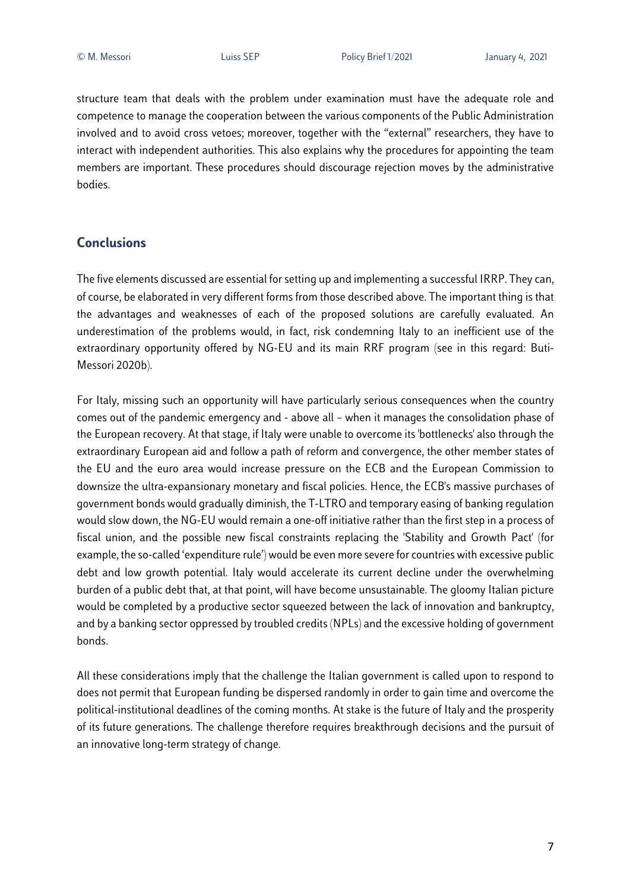structure team that deals with the problem under examination must have the adequate role and competence to manage the cooperation between the various components of the Public Administration involved and to avoid cross vetoes; moreover, together with the "external" researchers, they have to interact with independent authorities. This also explains why the procedures for appointing the team members are important. These procedures should discourage rejection moves by the administrative bodies.

## Conclusions

The five elements discussed are essential for setting up and implementing a successful IRRP. They can, of course, be elaborated in very different forms from those described above. The important thing is that the advantages and weaknesses of each of the proposed solutions are carefully evaluated. An underestimation of the problems would, in fact, risk condemning Italy to an inefficient use of the extraordinary opportunity offered by NG-EU and its main RRF program (see in this regard: Buti-Messori 2020b).

For Italy, missing such an opportunity will have particularly serious consequences when the country comes out of the pandemic emergency and - above all – when it manages the consolidation phase of the European recovery. At that stage, if Italy were unable to overcome its 'bottlenecks' also through the extraordinary European aid and follow a path of reform and convergence, the other member states of the EU and the euro area would increase pressure on the ECB and the European Commission to downsize the ultra-expansionary monetary and fiscal policies. Hence, the ECB's massive purchases of government bonds would gradually diminish, the T-LTRO and temporary easing of banking regulation would slow down, the NG-EU would remain a one-off initiative rather than the first step in a process of fiscal union, and the possible new fiscal constraints replacing the 'Stability and Growth Pact' (for example, the so-called 'expenditure rule') would be even more severe for countries with excessive public debt and low growth potential. Italy would accelerate its current decline under the overwhelming burden of a public debt that, at that point, will have become unsustainable. The gloomy Italian picture would be completed by a productive sector squeezed between the lack of innovation and bankruptcy, and by a banking sector oppressed by troubled credits (NPLs) and the excessive holding of government bonds.

All these considerations imply that the challenge the Italian government is called upon to respond to does not permit that European funding be dispersed randomly in order to gain time and overcome the political-institutional deadlines of the coming months. At stake is the future of Italy and the prosperity of its future generations. The challenge therefore requires breakthrough decisions and the pursuit of an innovative long-term strategy of change.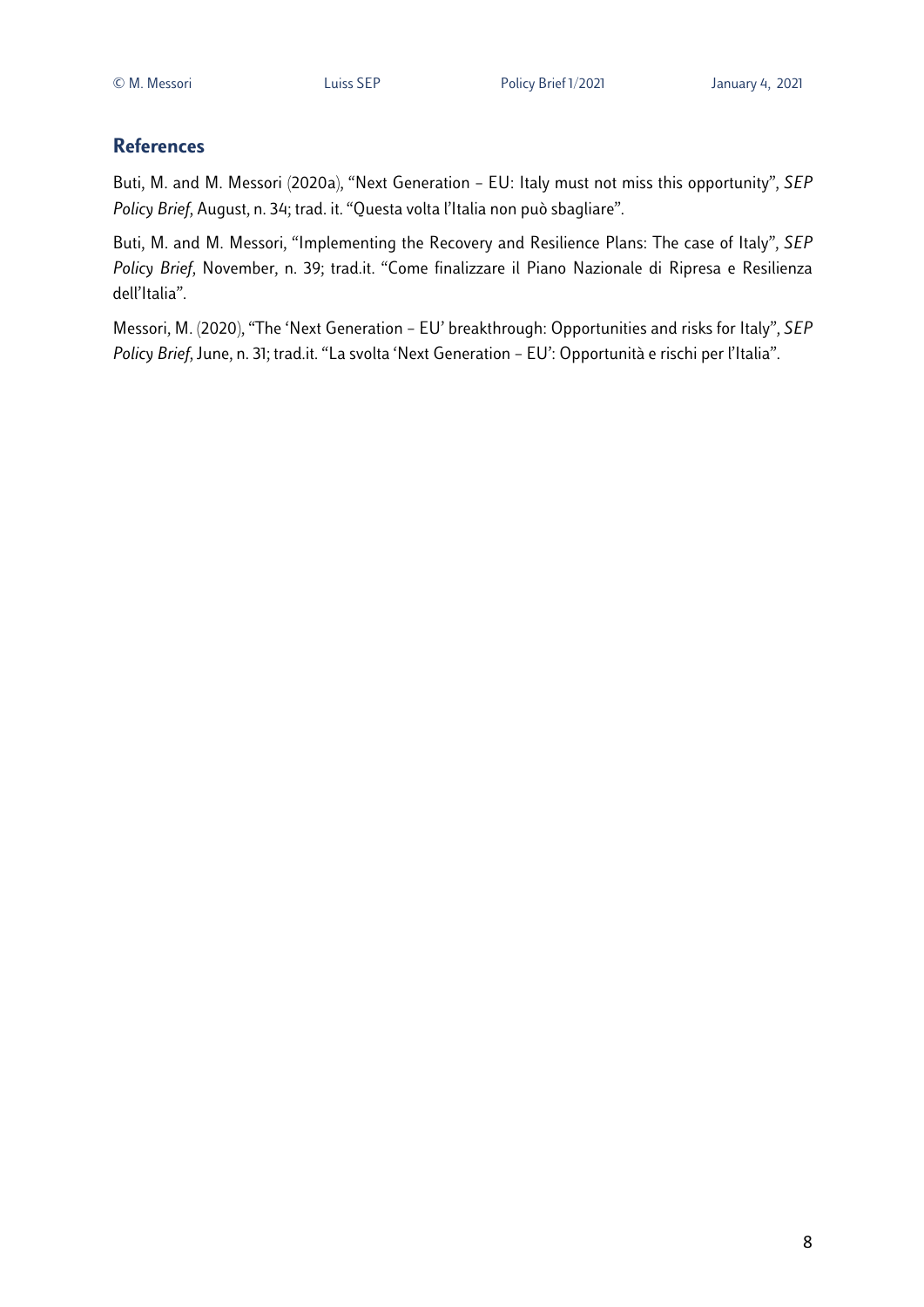## References

Buti, M. and M. Messori (2020a), "Next Generation – EU: Italy must not miss this opportunity", *SEP Policy Brief*, August, n. 34; trad. it. "Questa volta l'Italia non può sbagliare".

Buti, M. and M. Messori, "Implementing the Recovery and Resilience Plans: The case of Italy", *SEP Policy Brief*, November, n. 39; trad.it. "Come finalizzare il Piano Nazionale di Ripresa e Resilienza dell'Italia".

Messori, M. (2020), "The 'Next Generation – EU' breakthrough: Opportunities and risks for Italy", *SEP Policy Brief*, June, n. 31; trad.it. "La svolta 'Next Generation – EU': Opportunità e rischi per l'Italia".